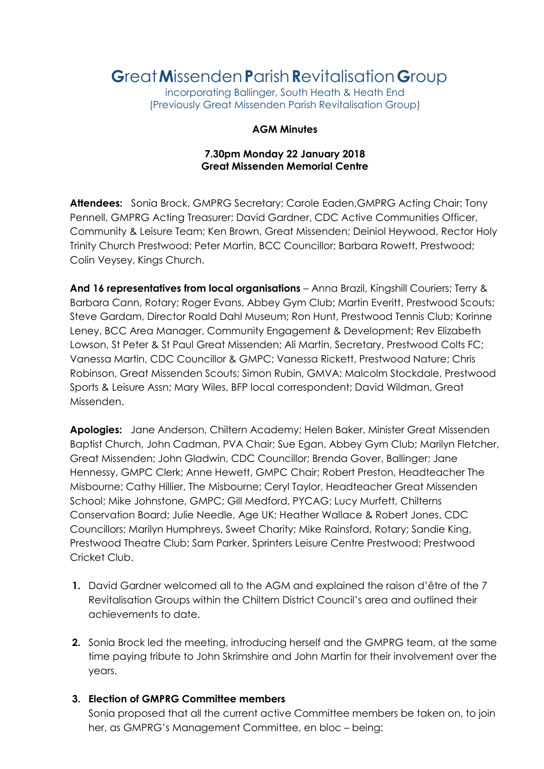# **G**reat **M**issenden **P**arish **R**evitalisation **G**roup

incorporating Ballinger, South Heath & Heath End
(Previously Great Missenden Parish Revitalisation Group)

**AGM Minutes**

**7.30pm Monday 22 January 2018**
**Great Missenden Memorial Centre**

**Attendees:** Sonia Brock, GMPRG Secretary; Carole Eaden,GMPRG Acting Chair; Tony Pennell, GMPRG Acting Treasurer; David Gardner, CDC Active Communities Officer, Community & Leisure Team; Ken Brown, Great Missenden; Deiniol Heywood, Rector Holy Trinity Church Prestwood; Peter Martin, BCC Councillor; Barbara Rowett, Prestwood; Colin Veysey, Kings Church.

**And 16 representatives from local organisations** – Anna Brazil, Kingshill Couriers; Terry & Barbara Cann, Rotary; Roger Evans, Abbey Gym Club; Martin Everitt, Prestwood Scouts; Steve Gardam, Director Roald Dahl Museum; Ron Hunt, Prestwood Tennis Club; Korinne Leney, BCC Area Manager, Community Engagement & Development; Rev Elizabeth Lowson, St Peter & St Paul Great Missenden; Ali Martin, Secretary, Prestwood Colts FC; Vanessa Martin, CDC Councillor & GMPC; Vanessa Rickett, Prestwood Nature; Chris Robinson, Great Missenden Scouts; Simon Rubin, GMVA; Malcolm Stockdale, Prestwood Sports & Leisure Assn; Mary Wiles, BFP local correspondent; David Wildman, Great Missenden.

**Apologies:** Jane Anderson, Chiltern Academy; Helen Baker, Minister Great Missenden Baptist Church, John Cadman, PVA Chair; Sue Egan, Abbey Gym Club; Marilyn Fletcher, Great Missenden; John Gladwin, CDC Councillor; Brenda Gover, Ballinger; Jane Hennessy, GMPC Clerk; Anne Hewett, GMPC Chair; Robert Preston, Headteacher The Misbourne; Cathy Hillier, The Misbourne; Ceryl Taylor, Headteacher Great Missenden School; Mike Johnstone, GMPC; Gill Medford, PYCAG; Lucy Murfett, Chilterns Conservation Board; Julie Needle, Age UK; Heather Wallace & Robert Jones, CDC Councillors; Marilyn Humphreys, Sweet Charity; Mike Rainsford, Rotary; Sandie King, Prestwood Theatre Club; Sam Parker, Sprinters Leisure Centre Prestwood; Prestwood Cricket Club.

1. David Gardner welcomed all to the AGM and explained the raison d'être of the 7 Revitalisation Groups within the Chiltern District Council's area and outlined their achievements to date.

2. Sonia Brock led the meeting, introducing herself and the GMPRG team, at the same time paying tribute to John Skrimshire and John Martin for their involvement over the years.

3. **Election of GMPRG Committee members**
   Sonia proposed that all the current active Committee members be taken on, to join her, as GMPRG's Management Committee, en bloc – being: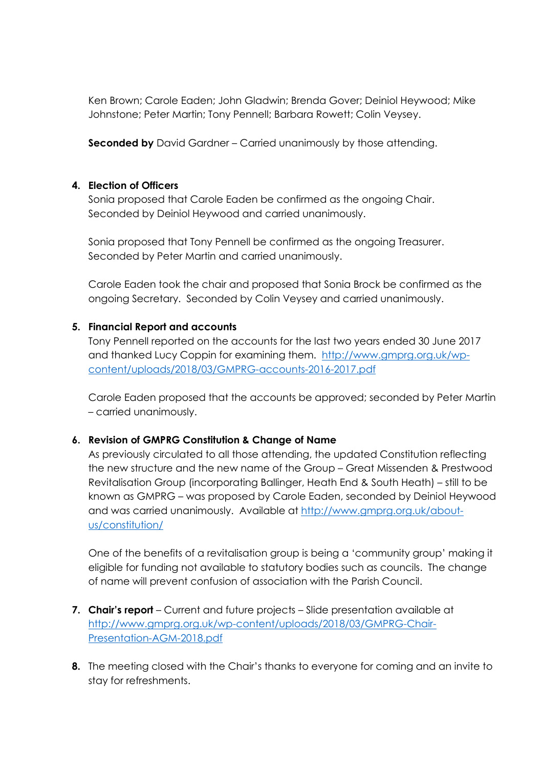Ken Brown; Carole Eaden; John Gladwin; Brenda Gover; Deiniol Heywood; Mike Johnstone; Peter Martin; Tony Pennell; Barbara Rowett; Colin Veysey.

**Seconded by** David Gardner – Carried unanimously by those attending.

4. **Election of Officers**
   Sonia proposed that Carole Eaden be confirmed as the ongoing Chair. Seconded by Deiniol Heywood and carried unanimously.

   Sonia proposed that Tony Pennell be confirmed as the ongoing Treasurer. Seconded by Peter Martin and carried unanimously.

   Carole Eaden took the chair and proposed that Sonia Brock be confirmed as the ongoing Secretary. Seconded by Colin Veysey and carried unanimously.

5. **Financial Report and accounts**
   Tony Pennell reported on the accounts for the last two years ended 30 June 2017 and thanked Lucy Coppin for examining them. http://www.gmprg.org.uk/wp-content/uploads/2018/03/GMPRG-accounts-2016-2017.pdf

   Carole Eaden proposed that the accounts be approved; seconded by Peter Martin – carried unanimously.

6. **Revision of GMPRG Constitution & Change of Name**
   As previously circulated to all those attending, the updated Constitution reflecting the new structure and the new name of the Group – Great Missenden & Prestwood Revitalisation Group (incorporating Ballinger, Heath End & South Heath) – still to be known as GMPRG – was proposed by Carole Eaden, seconded by Deiniol Heywood and was carried unanimously. Available at http://www.gmprg.org.uk/about-us/constitution/

   One of the benefits of a revitalisation group is being a 'community group' making it eligible for funding not available to statutory bodies such as councils. The change of name will prevent confusion of association with the Parish Council.

7. **Chair's report** – Current and future projects – Slide presentation available at http://www.gmprg.org.uk/wp-content/uploads/2018/03/GMPRG-Chair-Presentation-AGM-2018.pdf

8. The meeting closed with the Chair's thanks to everyone for coming and an invite to stay for refreshments.